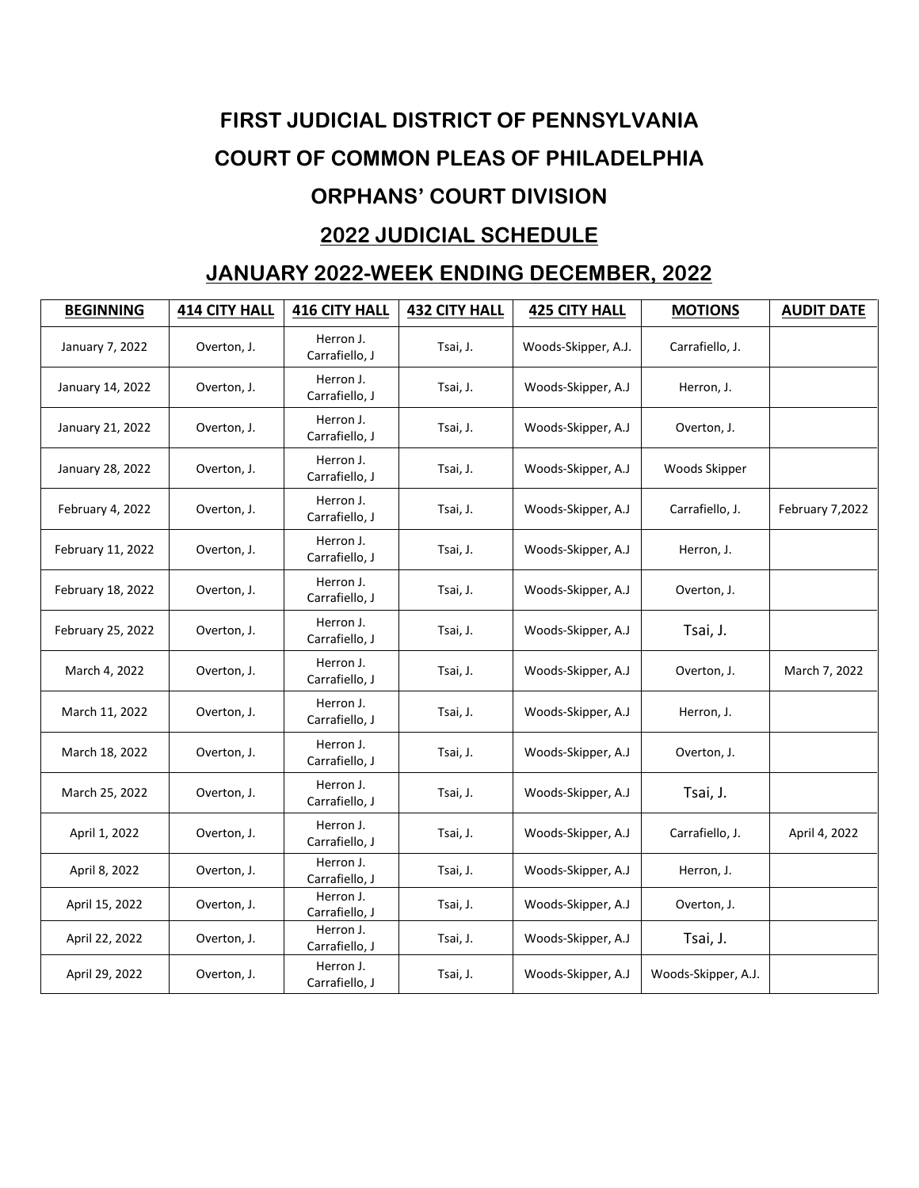# FIRST JUDICIAL DISTRICT OF PENNSYLVANIA

# COURT OF COMMON PLEAS OF PHILADELPHIA

# ORPHANS' COURT DIVISION

## 2022 JUDICIAL SCHEDULE

## JANUARY 2022-WEEK ENDING DECEMBER, 2022

| BEGINNING | 414 CITY HALL | 416 CITY HALL | 432 CITY HALL | 425 CITY HALL | MOTIONS | AUDIT DATE |
|---|---|---|---|---|---|---|
| January 7, 2022 | Overton, J. | Herron J. Carrafiello, J | Tsai, J. | Woods-Skipper, A.J. | Carrafiello, J. | |
| January 14, 2022 | Overton, J. | Herron J. Carrafiello, J | Tsai, J. | Woods-Skipper, A.J | Herron, J. | |
| January 21, 2022 | Overton, J. | Herron J. Carrafiello, J | Tsai, J. | Woods-Skipper, A.J | Overton, J. | |
| January 28, 2022 | Overton, J. | Herron J. Carrafiello, J | Tsai, J. | Woods-Skipper, A.J | Woods Skipper | |
| February 4, 2022 | Overton, J. | Herron J. Carrafiello, J | Tsai, J. | Woods-Skipper, A.J | Carrafiello, J. | February 7,2022 |
| February 11, 2022 | Overton, J. | Herron J. Carrafiello, J | Tsai, J. | Woods-Skipper, A.J | Herron, J. | |
| February 18, 2022 | Overton, J. | Herron J. Carrafiello, J | Tsai, J. | Woods-Skipper, A.J | Overton, J. | |
| February 25, 2022 | Overton, J. | Herron J. Carrafiello, J | Tsai, J. | Woods-Skipper, A.J | Tsai, J. | |
| March 4, 2022 | Overton, J. | Herron J. Carrafiello, J | Tsai, J. | Woods-Skipper, A.J | Overton, J. | March 7, 2022 |
| March 11, 2022 | Overton, J. | Herron J. Carrafiello, J | Tsai, J. | Woods-Skipper, A.J | Herron, J. | |
| March 18, 2022 | Overton, J. | Herron J. Carrafiello, J | Tsai, J. | Woods-Skipper, A.J | Overton, J. | |
| March 25, 2022 | Overton, J. | Herron J. Carrafiello, J | Tsai, J. | Woods-Skipper, A.J | Tsai, J. | |
| April 1, 2022 | Overton, J. | Herron J. Carrafiello, J | Tsai, J. | Woods-Skipper, A.J | Carrafiello, J. | April 4, 2022 |
| April 8, 2022 | Overton, J. | Herron J. Carrafiello, J | Tsai, J. | Woods-Skipper, A.J | Herron, J. | |
| April 15, 2022 | Overton, J. | Herron J. Carrafiello, J | Tsai, J. | Woods-Skipper, A.J | Overton, J. | |
| April 22, 2022 | Overton, J. | Herron J. Carrafiello, J | Tsai, J. | Woods-Skipper, A.J | Tsai, J. | |
| April 29, 2022 | Overton, J. | Herron J. Carrafiello, J | Tsai, J. | Woods-Skipper, A.J | Woods-Skipper, A.J. | |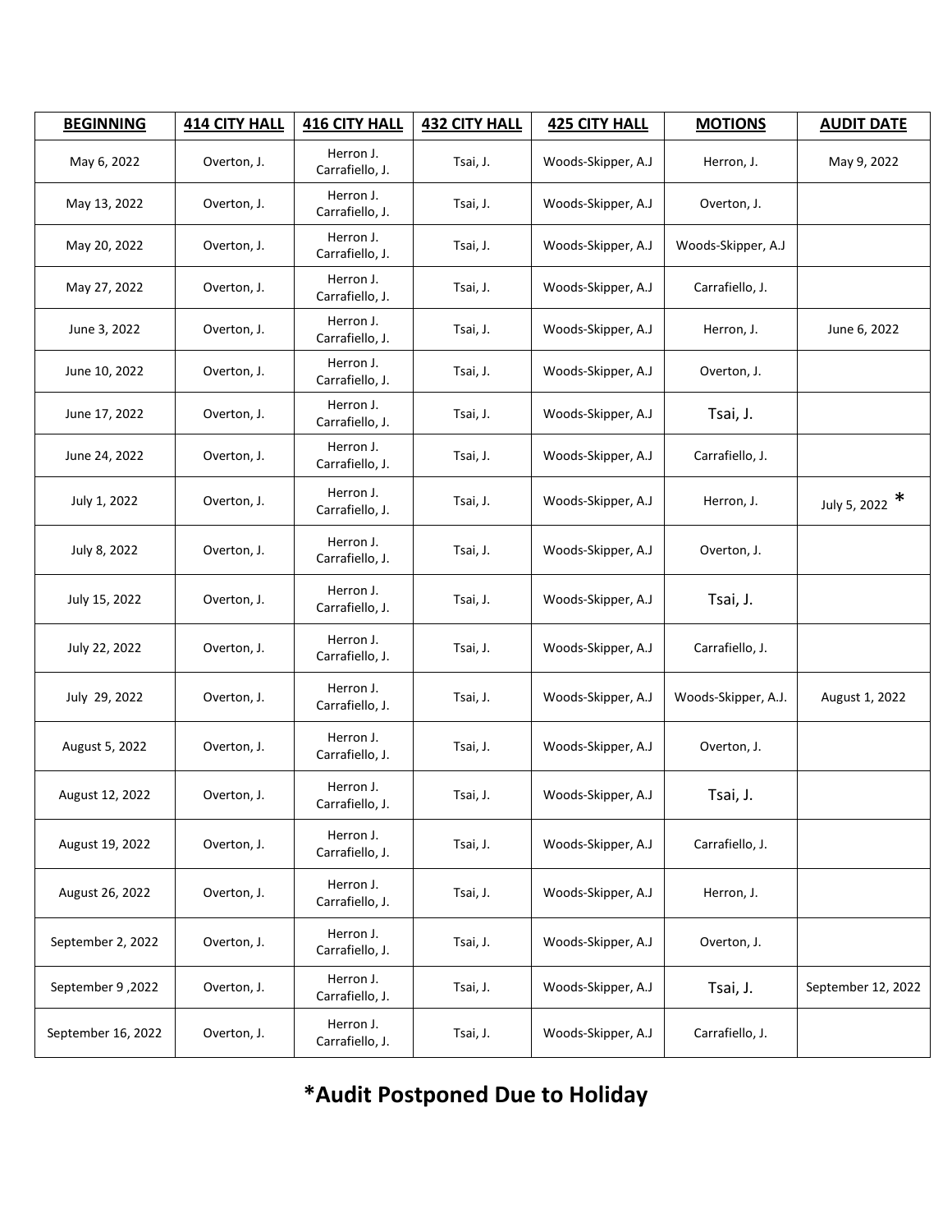| BEGINNING | 414 CITY HALL | 416 CITY HALL | 432 CITY HALL | 425 CITY HALL | MOTIONS | AUDIT DATE |
|---|---|---|---|---|---|---|
| May 6, 2022 | Overton, J. | Herron J. Carrafiello, J. | Tsai, J. | Woods-Skipper, A.J | Herron, J. | May 9, 2022 |
| May 13, 2022 | Overton, J. | Herron J. Carrafiello, J. | Tsai, J. | Woods-Skipper, A.J | Overton, J. | |
| May 20, 2022 | Overton, J. | Herron J. Carrafiello, J. | Tsai, J. | Woods-Skipper, A.J | Woods-Skipper, A.J | |
| May 27, 2022 | Overton, J. | Herron J. Carrafiello, J. | Tsai, J. | Woods-Skipper, A.J | Carrafiello, J. | |
| June 3, 2022 | Overton, J. | Herron J. Carrafiello, J. | Tsai, J. | Woods-Skipper, A.J | Herron, J. | June 6, 2022 |
| June 10, 2022 | Overton, J. | Herron J. Carrafiello, J. | Tsai, J. | Woods-Skipper, A.J | Overton, J. | |
| June 17, 2022 | Overton, J. | Herron J. Carrafiello, J. | Tsai, J. | Woods-Skipper, A.J | Tsai, J. | |
| June 24, 2022 | Overton, J. | Herron J. Carrafiello, J. | Tsai, J. | Woods-Skipper, A.J | Carrafiello, J. | |
| July 1, 2022 | Overton, J. | Herron J. Carrafiello, J. | Tsai, J. | Woods-Skipper, A.J | Herron, J. | July 5, 2022 * |
| July 8, 2022 | Overton, J. | Herron J. Carrafiello, J. | Tsai, J. | Woods-Skipper, A.J | Overton, J. | |
| July 15, 2022 | Overton, J. | Herron J. Carrafiello, J. | Tsai, J. | Woods-Skipper, A.J | Tsai, J. | |
| July 22, 2022 | Overton, J. | Herron J. Carrafiello, J. | Tsai, J. | Woods-Skipper, A.J | Carrafiello, J. | |
| July 29, 2022 | Overton, J. | Herron J. Carrafiello, J. | Tsai, J. | Woods-Skipper, A.J | Woods-Skipper, A.J. | August 1, 2022 |
| August 5, 2022 | Overton, J. | Herron J. Carrafiello, J. | Tsai, J. | Woods-Skipper, A.J | Overton, J. | |
| August 12, 2022 | Overton, J. | Herron J. Carrafiello, J. | Tsai, J. | Woods-Skipper, A.J | Tsai, J. | |
| August 19, 2022 | Overton, J. | Herron J. Carrafiello, J. | Tsai, J. | Woods-Skipper, A.J | Carrafiello, J. | |
| August 26, 2022 | Overton, J. | Herron J. Carrafiello, J. | Tsai, J. | Woods-Skipper, A.J | Herron, J. | |
| September 2, 2022 | Overton, J. | Herron J. Carrafiello, J. | Tsai, J. | Woods-Skipper, A.J | Overton, J. | |
| September 9 ,2022 | Overton, J. | Herron J. Carrafiello, J. | Tsai, J. | Woods-Skipper, A.J | Tsai, J. | September 12, 2022 |
| September 16, 2022 | Overton, J. | Herron J. Carrafiello, J. | Tsai, J. | Woods-Skipper, A.J | Carrafiello, J. | |

**\*Audit Postponed Due to Holiday**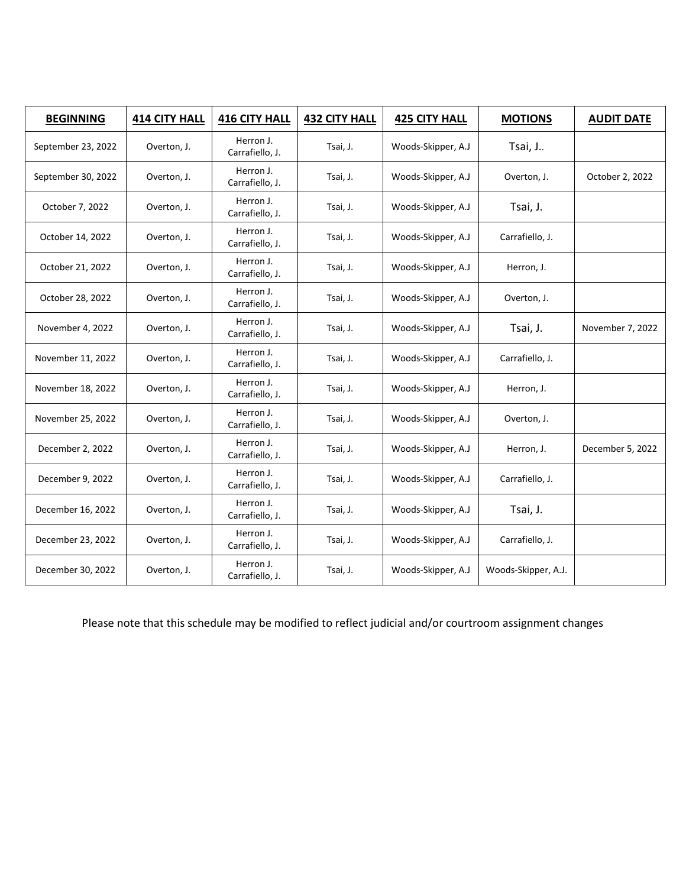| **BEGINNING** | **414 CITY HALL** | **416 CITY HALL** | **432 CITY HALL** | **425 CITY HALL** | **MOTIONS** | **AUDIT DATE** |
|---|---|---|---|---|---|---|
| September 23, 2022 | Overton, J. | Herron J. Carrafiello, J. | Tsai, J. | Woods-Skipper, A.J | Tsai, J.. | |
| September 30, 2022 | Overton, J. | Herron J. Carrafiello, J. | Tsai, J. | Woods-Skipper, A.J | Overton, J. | October 2, 2022 |
| October 7, 2022 | Overton, J. | Herron J. Carrafiello, J. | Tsai, J. | Woods-Skipper, A.J | Tsai, J. | |
| October 14, 2022 | Overton, J. | Herron J. Carrafiello, J. | Tsai, J. | Woods-Skipper, A.J | Carrafiello, J. | |
| October 21, 2022 | Overton, J. | Herron J. Carrafiello, J. | Tsai, J. | Woods-Skipper, A.J | Herron, J. | |
| October 28, 2022 | Overton, J. | Herron J. Carrafiello, J. | Tsai, J. | Woods-Skipper, A.J | Overton, J. | |
| November 4, 2022 | Overton, J. | Herron J. Carrafiello, J. | Tsai, J. | Woods-Skipper, A.J | Tsai, J. | November 7, 2022 |
| November 11, 2022 | Overton, J. | Herron J. Carrafiello, J. | Tsai, J. | Woods-Skipper, A.J | Carrafiello, J. | |
| November 18, 2022 | Overton, J. | Herron J. Carrafiello, J. | Tsai, J. | Woods-Skipper, A.J | Herron, J. | |
| November 25, 2022 | Overton, J. | Herron J. Carrafiello, J. | Tsai, J. | Woods-Skipper, A.J | Overton, J. | |
| December 2, 2022 | Overton, J. | Herron J. Carrafiello, J. | Tsai, J. | Woods-Skipper, A.J | Herron, J. | December 5, 2022 |
| December 9, 2022 | Overton, J. | Herron J. Carrafiello, J. | Tsai, J. | Woods-Skipper, A.J | Carrafiello, J. | |
| December 16, 2022 | Overton, J. | Herron J. Carrafiello, J. | Tsai, J. | Woods-Skipper, A.J | Tsai, J. | |
| December 23, 2022 | Overton, J. | Herron J. Carrafiello, J. | Tsai, J. | Woods-Skipper, A.J | Carrafiello, J. | |
| December 30, 2022 | Overton, J. | Herron J. Carrafiello, J. | Tsai, J. | Woods-Skipper, A.J | Woods-Skipper, A.J. | |

Please note that this schedule may be modified to reflect judicial and/or courtroom assignment changes